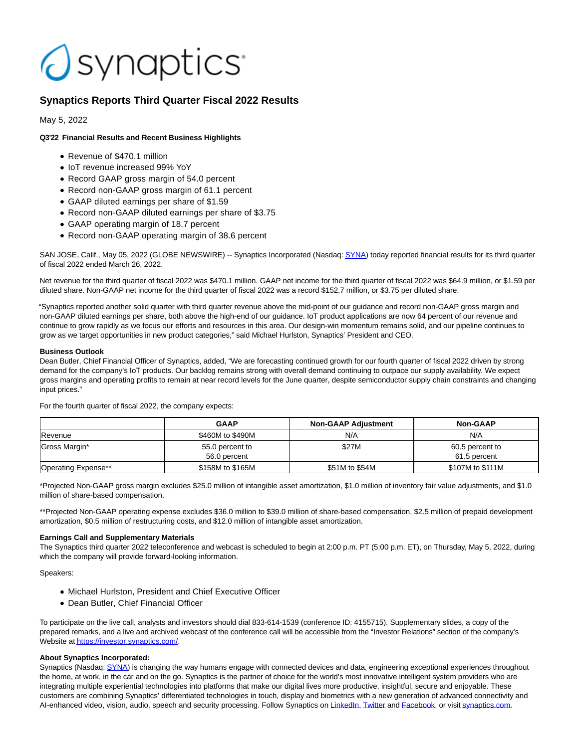# synaptics

## Synaptics Reports Third Quarter Fiscal 2022 Results

May 5, 2022

**Q3'22 Financial Results and Recent Business Highlights**

- Revenue of $470.1 million
- IoT revenue increased 99% YoY
- Record GAAP gross margin of 54.0 percent
- Record non-GAAP gross margin of 61.1 percent
- GAAP diluted earnings per share of $1.59
- Record non-GAAP diluted earnings per share of $3.75
- GAAP operating margin of 18.7 percent
- Record non-GAAP operating margin of 38.6 percent

SAN JOSE, Calif., May 05, 2022 (GLOBE NEWSWIRE) -- Synaptics Incorporated (Nasdaq: SYNA) today reported financial results for its third quarter of fiscal 2022 ended March 26, 2022.

Net revenue for the third quarter of fiscal 2022 was $470.1 million. GAAP net income for the third quarter of fiscal 2022 was $64.9 million, or $1.59 per diluted share. Non-GAAP net income for the third quarter of fiscal 2022 was a record $152.7 million, or $3.75 per diluted share.

"Synaptics reported another solid quarter with third quarter revenue above the mid-point of our guidance and record non-GAAP gross margin and non-GAAP diluted earnings per share, both above the high-end of our guidance. IoT product applications are now 64 percent of our revenue and continue to grow rapidly as we focus our efforts and resources in this area. Our design-win momentum remains solid, and our pipeline continues to grow as we target opportunities in new product categories," said Michael Hurlston, Synaptics' President and CEO.

**Business Outlook**

Dean Butler, Chief Financial Officer of Synaptics, added, "We are forecasting continued growth for our fourth quarter of fiscal 2022 driven by strong demand for the company's IoT products. Our backlog remains strong with overall demand continuing to outpace our supply availability. We expect gross margins and operating profits to remain at near record levels for the June quarter, despite semiconductor supply chain constraints and changing input prices."

For the fourth quarter of fiscal 2022, the company expects:

| | GAAP | Non-GAAP Adjustment | Non-GAAP |
|---|---|---|---|
| Revenue | $460M to $490M | N/A | N/A |
| Gross Margin* | 55.0 percent to 56.0 percent | $27M | 60.5 percent to 61.5 percent |
| Operating Expense** | $158M to $165M | $51M to $54M | $107M to $111M |

*Projected Non-GAAP gross margin excludes $25.0 million of intangible asset amortization, $1.0 million of inventory fair value adjustments, and $1.0 million of share-based compensation.

**Projected Non-GAAP operating expense excludes $36.0 million to $39.0 million of share-based compensation, $2.5 million of prepaid development amortization, $0.5 million of restructuring costs, and $12.0 million of intangible asset amortization.

**Earnings Call and Supplementary Materials**

The Synaptics third quarter 2022 teleconference and webcast is scheduled to begin at 2:00 p.m. PT (5:00 p.m. ET), on Thursday, May 5, 2022, during which the company will provide forward-looking information.

Speakers:

- Michael Hurlston, President and Chief Executive Officer
- Dean Butler, Chief Financial Officer

To participate on the live call, analysts and investors should dial 833-614-1539 (conference ID: 4155715). Supplementary slides, a copy of the prepared remarks, and a live and archived webcast of the conference call will be accessible from the "Investor Relations" section of the company's Website at https://investor.synaptics.com/.

**About Synaptics Incorporated:**

Synaptics (Nasdaq: SYNA) is changing the way humans engage with connected devices and data, engineering exceptional experiences throughout the home, at work, in the car and on the go. Synaptics is the partner of choice for the world's most innovative intelligent system providers who are integrating multiple experiential technologies into platforms that make our digital lives more productive, insightful, secure and enjoyable. These customers are combining Synaptics' differentiated technologies in touch, display and biometrics with a new generation of advanced connectivity and AI-enhanced video, vision, audio, speech and security processing. Follow Synaptics on LinkedIn, Twitter and Facebook, or visit synaptics.com.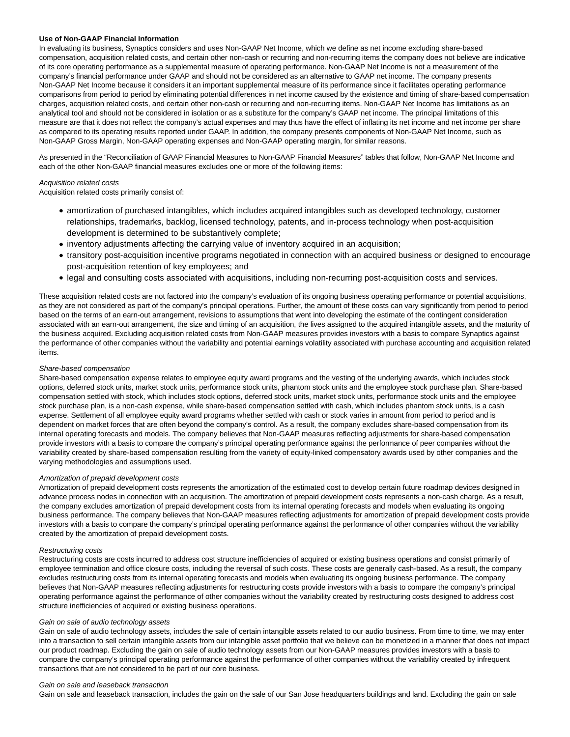**Use of Non-GAAP Financial Information**

In evaluating its business, Synaptics considers and uses Non-GAAP Net Income, which we define as net income excluding share-based compensation, acquisition related costs, and certain other non-cash or recurring and non-recurring items the company does not believe are indicative of its core operating performance as a supplemental measure of operating performance. Non-GAAP Net Income is not a measurement of the company's financial performance under GAAP and should not be considered as an alternative to GAAP net income. The company presents Non-GAAP Net Income because it considers it an important supplemental measure of its performance since it facilitates operating performance comparisons from period to period by eliminating potential differences in net income caused by the existence and timing of share-based compensation charges, acquisition related costs, and certain other non-cash or recurring and non-recurring items. Non-GAAP Net Income has limitations as an analytical tool and should not be considered in isolation or as a substitute for the company's GAAP net income. The principal limitations of this measure are that it does not reflect the company's actual expenses and may thus have the effect of inflating its net income and net income per share as compared to its operating results reported under GAAP. In addition, the company presents components of Non-GAAP Net Income, such as Non-GAAP Gross Margin, Non-GAAP operating expenses and Non-GAAP operating margin, for similar reasons.

As presented in the "Reconciliation of GAAP Financial Measures to Non-GAAP Financial Measures" tables that follow, Non-GAAP Net Income and each of the other Non-GAAP financial measures excludes one or more of the following items:

*Acquisition related costs*

Acquisition related costs primarily consist of:

- amortization of purchased intangibles, which includes acquired intangibles such as developed technology, customer relationships, trademarks, backlog, licensed technology, patents, and in-process technology when post-acquisition development is determined to be substantively complete;
- inventory adjustments affecting the carrying value of inventory acquired in an acquisition;
- transitory post-acquisition incentive programs negotiated in connection with an acquired business or designed to encourage post-acquisition retention of key employees; and
- legal and consulting costs associated with acquisitions, including non-recurring post-acquisition costs and services.

These acquisition related costs are not factored into the company's evaluation of its ongoing business operating performance or potential acquisitions, as they are not considered as part of the company's principal operations. Further, the amount of these costs can vary significantly from period to period based on the terms of an earn-out arrangement, revisions to assumptions that went into developing the estimate of the contingent consideration associated with an earn-out arrangement, the size and timing of an acquisition, the lives assigned to the acquired intangible assets, and the maturity of the business acquired. Excluding acquisition related costs from Non-GAAP measures provides investors with a basis to compare Synaptics against the performance of other companies without the variability and potential earnings volatility associated with purchase accounting and acquisition related items.

*Share-based compensation*

Share-based compensation expense relates to employee equity award programs and the vesting of the underlying awards, which includes stock options, deferred stock units, market stock units, performance stock units, phantom stock units and the employee stock purchase plan. Share-based compensation settled with stock, which includes stock options, deferred stock units, market stock units, performance stock units and the employee stock purchase plan, is a non-cash expense, while share-based compensation settled with cash, which includes phantom stock units, is a cash expense. Settlement of all employee equity award programs whether settled with cash or stock varies in amount from period to period and is dependent on market forces that are often beyond the company's control. As a result, the company excludes share-based compensation from its internal operating forecasts and models. The company believes that Non-GAAP measures reflecting adjustments for share-based compensation provide investors with a basis to compare the company's principal operating performance against the performance of peer companies without the variability created by share-based compensation resulting from the variety of equity-linked compensatory awards used by other companies and the varying methodologies and assumptions used.

*Amortization of prepaid development costs*

Amortization of prepaid development costs represents the amortization of the estimated cost to develop certain future roadmap devices designed in advance process nodes in connection with an acquisition. The amortization of prepaid development costs represents a non-cash charge. As a result, the company excludes amortization of prepaid development costs from its internal operating forecasts and models when evaluating its ongoing business performance. The company believes that Non-GAAP measures reflecting adjustments for amortization of prepaid development costs provide investors with a basis to compare the company's principal operating performance against the performance of other companies without the variability created by the amortization of prepaid development costs.

*Restructuring costs*

Restructuring costs are costs incurred to address cost structure inefficiencies of acquired or existing business operations and consist primarily of employee termination and office closure costs, including the reversal of such costs. These costs are generally cash-based. As a result, the company excludes restructuring costs from its internal operating forecasts and models when evaluating its ongoing business performance. The company believes that Non-GAAP measures reflecting adjustments for restructuring costs provide investors with a basis to compare the company's principal operating performance against the performance of other companies without the variability created by restructuring costs designed to address cost structure inefficiencies of acquired or existing business operations.

*Gain on sale of audio technology assets*

Gain on sale of audio technology assets, includes the sale of certain intangible assets related to our audio business. From time to time, we may enter into a transaction to sell certain intangible assets from our intangible asset portfolio that we believe can be monetized in a manner that does not impact our product roadmap. Excluding the gain on sale of audio technology assets from our Non-GAAP measures provides investors with a basis to compare the company's principal operating performance against the performance of other companies without the variability created by infrequent transactions that are not considered to be part of our core business.

*Gain on sale and leaseback transaction*

Gain on sale and leaseback transaction, includes the gain on the sale of our San Jose headquarters buildings and land. Excluding the gain on sale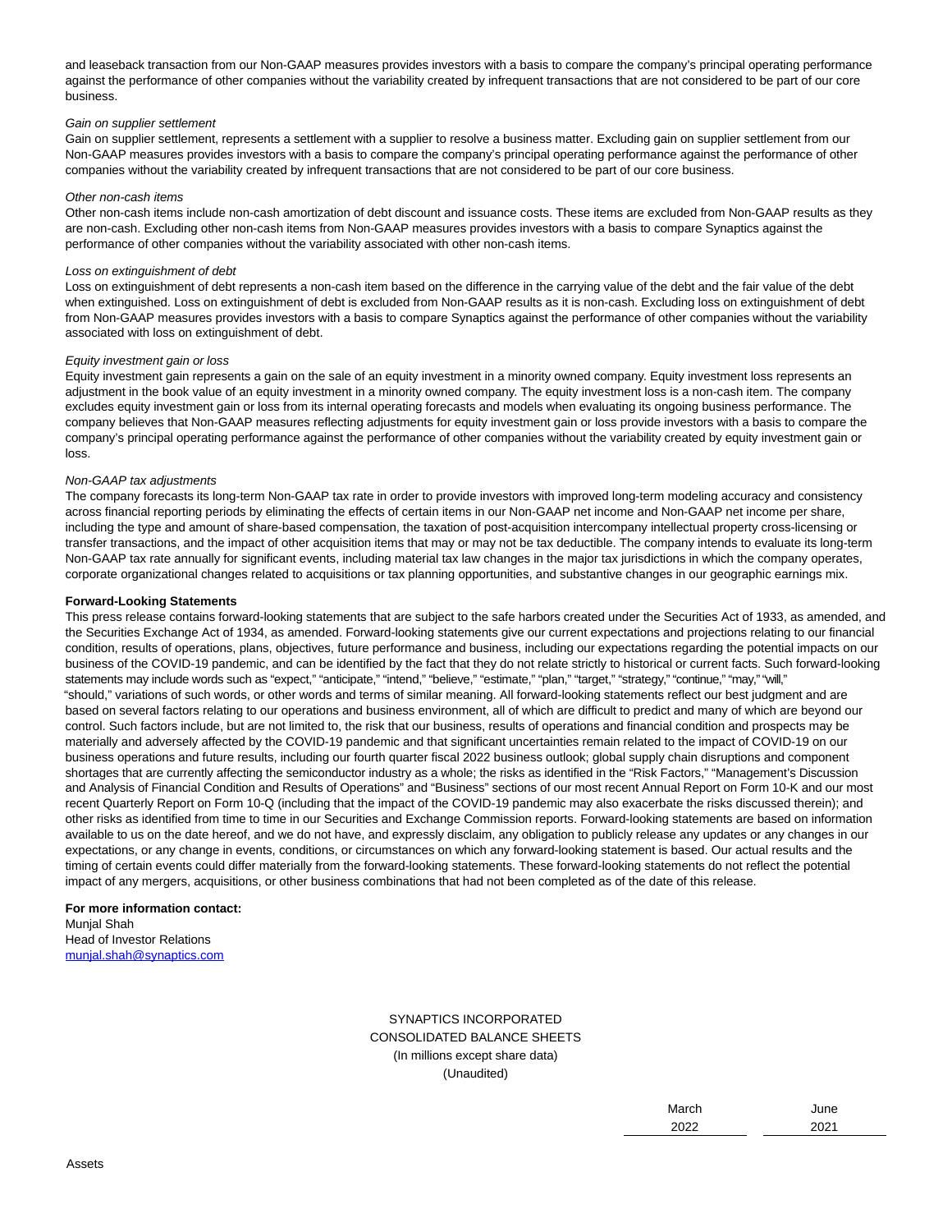and leaseback transaction from our Non-GAAP measures provides investors with a basis to compare the company's principal operating performance against the performance of other companies without the variability created by infrequent transactions that are not considered to be part of our core business.

*Gain on supplier settlement*

Gain on supplier settlement, represents a settlement with a supplier to resolve a business matter. Excluding gain on supplier settlement from our Non-GAAP measures provides investors with a basis to compare the company's principal operating performance against the performance of other companies without the variability created by infrequent transactions that are not considered to be part of our core business.

*Other non-cash items*

Other non-cash items include non-cash amortization of debt discount and issuance costs. These items are excluded from Non-GAAP results as they are non-cash. Excluding other non-cash items from Non-GAAP measures provides investors with a basis to compare Synaptics against the performance of other companies without the variability associated with other non-cash items.

*Loss on extinguishment of debt*

Loss on extinguishment of debt represents a non-cash item based on the difference in the carrying value of the debt and the fair value of the debt when extinguished. Loss on extinguishment of debt is excluded from Non-GAAP results as it is non-cash. Excluding loss on extinguishment of debt from Non-GAAP measures provides investors with a basis to compare Synaptics against the performance of other companies without the variability associated with loss on extinguishment of debt.

*Equity investment gain or loss*

Equity investment gain represents a gain on the sale of an equity investment in a minority owned company. Equity investment loss represents an adjustment in the book value of an equity investment in a minority owned company. The equity investment loss is a non-cash item. The company excludes equity investment gain or loss from its internal operating forecasts and models when evaluating its ongoing business performance. The company believes that Non-GAAP measures reflecting adjustments for equity investment gain or loss provide investors with a basis to compare the company's principal operating performance against the performance of other companies without the variability created by equity investment gain or loss.

*Non-GAAP tax adjustments*

The company forecasts its long-term Non-GAAP tax rate in order to provide investors with improved long-term modeling accuracy and consistency across financial reporting periods by eliminating the effects of certain items in our Non-GAAP net income and Non-GAAP net income per share, including the type and amount of share-based compensation, the taxation of post-acquisition intercompany intellectual property cross-licensing or transfer transactions, and the impact of other acquisition items that may or may not be tax deductible. The company intends to evaluate its long-term Non-GAAP tax rate annually for significant events, including material tax law changes in the major tax jurisdictions in which the company operates, corporate organizational changes related to acquisitions or tax planning opportunities, and substantive changes in our geographic earnings mix.

**Forward-Looking Statements**

This press release contains forward-looking statements that are subject to the safe harbors created under the Securities Act of 1933, as amended, and the Securities Exchange Act of 1934, as amended. Forward-looking statements give our current expectations and projections relating to our financial condition, results of operations, plans, objectives, future performance and business, including our expectations regarding the potential impacts on our business of the COVID-19 pandemic, and can be identified by the fact that they do not relate strictly to historical or current facts. Such forward-looking statements may include words such as "expect," "anticipate," "intend," "believe," "estimate," "plan," "target," "strategy," "continue," "may," "will," "should," variations of such words, or other words and terms of similar meaning. All forward-looking statements reflect our best judgment and are based on several factors relating to our operations and business environment, all of which are difficult to predict and many of which are beyond our control. Such factors include, but are not limited to, the risk that our business, results of operations and financial condition and prospects may be materially and adversely affected by the COVID-19 pandemic and that significant uncertainties remain related to the impact of COVID-19 on our business operations and future results, including our fourth quarter fiscal 2022 business outlook; global supply chain disruptions and component shortages that are currently affecting the semiconductor industry as a whole; the risks as identified in the "Risk Factors," "Management's Discussion and Analysis of Financial Condition and Results of Operations" and "Business" sections of our most recent Annual Report on Form 10-K and our most recent Quarterly Report on Form 10-Q (including that the impact of the COVID-19 pandemic may also exacerbate the risks discussed therein); and other risks as identified from time to time in our Securities and Exchange Commission reports. Forward-looking statements are based on information available to us on the date hereof, and we do not have, and expressly disclaim, any obligation to publicly release any updates or any changes in our expectations, or any change in events, conditions, or circumstances on which any forward-looking statement is based. Our actual results and the timing of certain events could differ materially from the forward-looking statements. These forward-looking statements do not reflect the potential impact of any mergers, acquisitions, or other business combinations that had not been completed as of the date of this release.

**For more information contact:**
Munjal Shah
Head of Investor Relations
munjal.shah@synaptics.com

SYNAPTICS INCORPORATED
CONSOLIDATED BALANCE SHEETS
(In millions except share data)
(Unaudited)

| | March 2022 | June 2021 |
|---|---|---|
| Assets | | |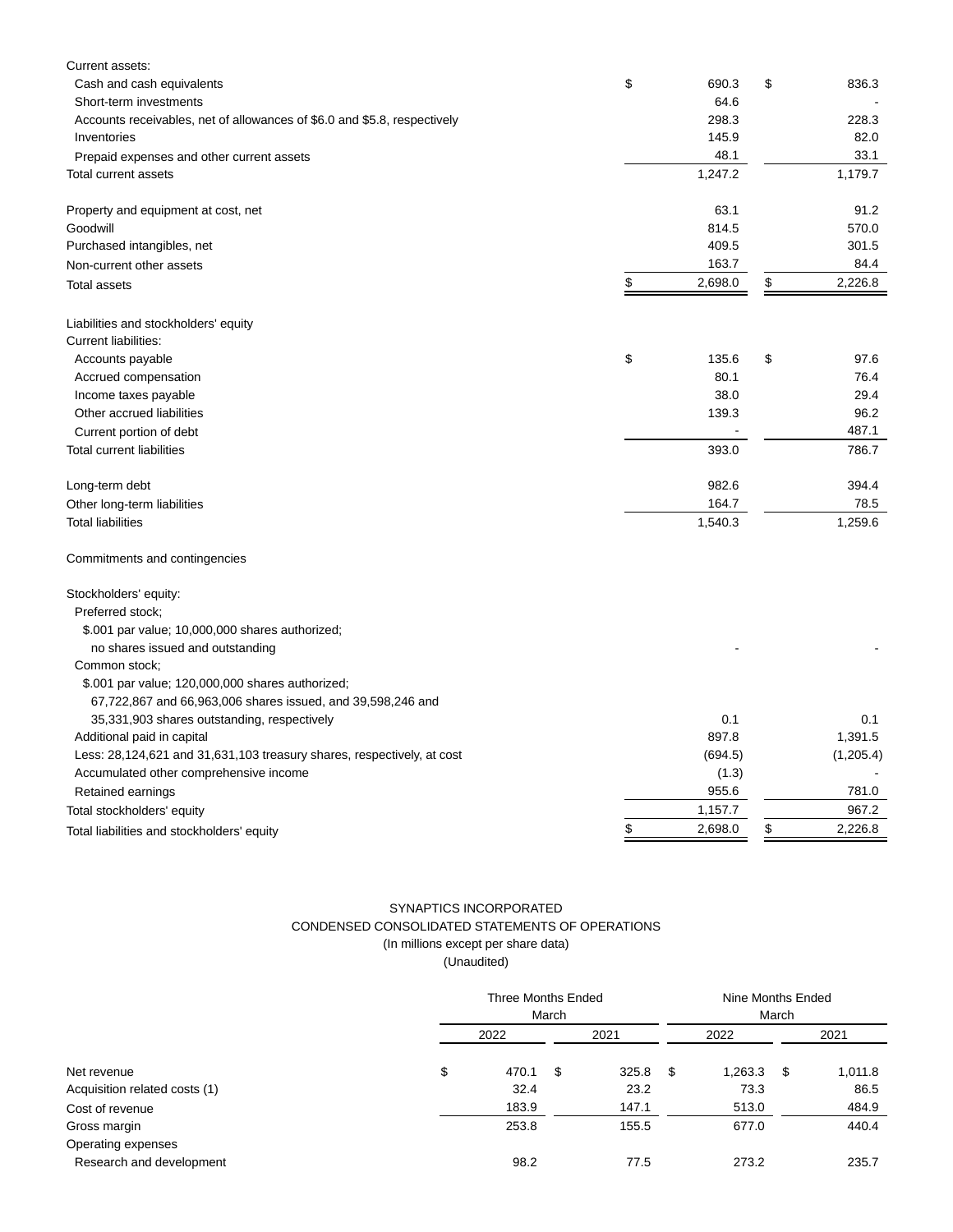| | | |
|---|---|---|
| Current assets: | | |
| Cash and cash equivalents | $ 690.3 | $ 836.3 |
| Short-term investments | 64.6 | - |
| Accounts receivables, net of allowances of $6.0 and $5.8, respectively | 298.3 | 228.3 |
| Inventories | 145.9 | 82.0 |
| Prepaid expenses and other current assets | 48.1 | 33.1 |
| Total current assets | 1,247.2 | 1,179.7 |
| | | |
| Property and equipment at cost, net | 63.1 | 91.2 |
| Goodwill | 814.5 | 570.0 |
| Purchased intangibles, net | 409.5 | 301.5 |
| Non-current other assets | 163.7 | 84.4 |
| Total assets | $ 2,698.0 | $ 2,226.8 |
| | | |
| Liabilities and stockholders' equity | | |
| Current liabilities: | | |
| Accounts payable | $ 135.6 | $ 97.6 |
| Accrued compensation | 80.1 | 76.4 |
| Income taxes payable | 38.0 | 29.4 |
| Other accrued liabilities | 139.3 | 96.2 |
| Current portion of debt | - | 487.1 |
| Total current liabilities | 393.0 | 786.7 |
| | | |
| Long-term debt | 982.6 | 394.4 |
| Other long-term liabilities | 164.7 | 78.5 |
| Total liabilities | 1,540.3 | 1,259.6 |
| | | |
| Commitments and contingencies | | |
| | | |
| Stockholders' equity: | | |
| Preferred stock; | | |
| $.001 par value; 10,000,000 shares authorized; | | |
| no shares issued and outstanding | - | - |
| Common stock; | | |
| $.001 par value; 120,000,000 shares authorized; | | |
| 67,722,867 and 66,963,006 shares issued, and 39,598,246 and | | |
| 35,331,903 shares outstanding, respectively | 0.1 | 0.1 |
| Additional paid in capital | 897.8 | 1,391.5 |
| Less: 28,124,621 and 31,631,103 treasury shares, respectively, at cost | (694.5) | (1,205.4) |
| Accumulated other comprehensive income | (1.3) | - |
| Retained earnings | 955.6 | 781.0 |
| Total stockholders' equity | 1,157.7 | 967.2 |
| Total liabilities and stockholders' equity | $ 2,698.0 | $ 2,226.8 |

SYNAPTICS INCORPORATED
CONDENSED CONSOLIDATED STATEMENTS OF OPERATIONS
(In millions except per share data)
(Unaudited)

| | Three Months Ended March | | Nine Months Ended March | |
|---|---|---|---|---|
| | 2022 | 2021 | 2022 | 2021 |
| Net revenue | $ 470.1 | $ 325.8 | $ 1,263.3 | $ 1,011.8 |
| Acquisition related costs (1) | 32.4 | 23.2 | 73.3 | 86.5 |
| Cost of revenue | 183.9 | 147.1 | 513.0 | 484.9 |
| Gross margin | 253.8 | 155.5 | 677.0 | 440.4 |
| Operating expenses | | | | |
| Research and development | 98.2 | 77.5 | 273.2 | 235.7 |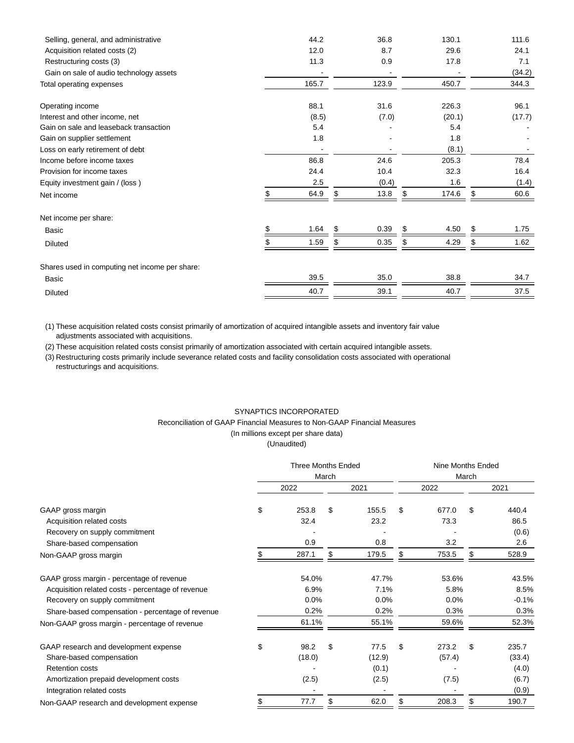| | | | | |
|---|---|---|---|---|
| Selling, general, and administrative | 44.2 | 36.8 | 130.1 | 111.6 |
| Acquisition related costs (2) | 12.0 | 8.7 | 29.6 | 24.1 |
| Restructuring costs (3) | 11.3 | 0.9 | 17.8 | 7.1 |
| Gain on sale of audio technology assets | - | - | - | (34.2) |
| Total operating expenses | 165.7 | 123.9 | 450.7 | 344.3 |
| | | | | |
| Operating income | 88.1 | 31.6 | 226.3 | 96.1 |
| Interest and other income, net | (8.5) | (7.0) | (20.1) | (17.7) |
| Gain on sale and leaseback transaction | 5.4 | - | 5.4 | - |
| Gain on supplier settlement | 1.8 | - | 1.8 | - |
| Loss on early retirement of debt | - | - | (8.1) | - |
| Income before income taxes | 86.8 | 24.6 | 205.3 | 78.4 |
| Provision for income taxes | 24.4 | 10.4 | 32.3 | 16.4 |
| Equity investment gain / (loss ) | 2.5 | (0.4) | 1.6 | (1.4) |
| Net income | $ 64.9 | $ 13.8 | $ 174.6 | $ 60.6 |
| | | | | |
| Net income per share: | | | | |
| Basic | $ 1.64 | $ 0.39 | $ 4.50 | $ 1.75 |
| Diluted | $ 1.59 | $ 0.35 | $ 4.29 | $ 1.62 |
| | | | | |
| Shares used in computing net income per share: | | | | |
| Basic | 39.5 | 35.0 | 38.8 | 34.7 |
| Diluted | 40.7 | 39.1 | 40.7 | 37.5 |

(1) These acquisition related costs consist primarily of amortization of acquired intangible assets and inventory fair value adjustments associated with acquisitions.

(2) These acquisition related costs consist primarily of amortization associated with certain acquired intangible assets.

(3) Restructuring costs primarily include severance related costs and facility consolidation costs associated with operational restructurings and acquisitions.

SYNAPTICS INCORPORATED

Reconciliation of GAAP Financial Measures to Non-GAAP Financial Measures

(In millions except per share data)

(Unaudited)

| | Three Months Ended March | | Nine Months Ended March | |
|---|---|---|---|---|
| | 2022 | 2021 | 2022 | 2021 |
| GAAP gross margin | $ 253.8 | $ 155.5 | $ 677.0 | $ 440.4 |
| Acquisition related costs | 32.4 | 23.2 | 73.3 | 86.5 |
| Recovery on supply commitment | - | - | - | (0.6) |
| Share-based compensation | 0.9 | 0.8 | 3.2 | 2.6 |
| Non-GAAP gross margin | $ 287.1 | $ 179.5 | $ 753.5 | $ 528.9 |
| | | | | |
| GAAP gross margin - percentage of revenue | 54.0% | 47.7% | 53.6% | 43.5% |
| Acquisition related costs - percentage of revenue | 6.9% | 7.1% | 5.8% | 8.5% |
| Recovery on supply commitment | 0.0% | 0.0% | 0.0% | -0.1% |
| Share-based compensation - percentage of revenue | 0.2% | 0.2% | 0.3% | 0.3% |
| Non-GAAP gross margin - percentage of revenue | 61.1% | 55.1% | 59.6% | 52.3% |
| | | | | |
| GAAP research and development expense | $ 98.2 | $ 77.5 | $ 273.2 | $ 235.7 |
| Share-based compensation | (18.0) | (12.9) | (57.4) | (33.4) |
| Retention costs | - | (0.1) | - | (4.0) |
| Amortization prepaid development costs | (2.5) | (2.5) | (7.5) | (6.7) |
| Integration related costs | - | - | - | (0.9) |
| Non-GAAP research and development expense | $ 77.7 | $ 62.0 | $ 208.3 | $ 190.7 |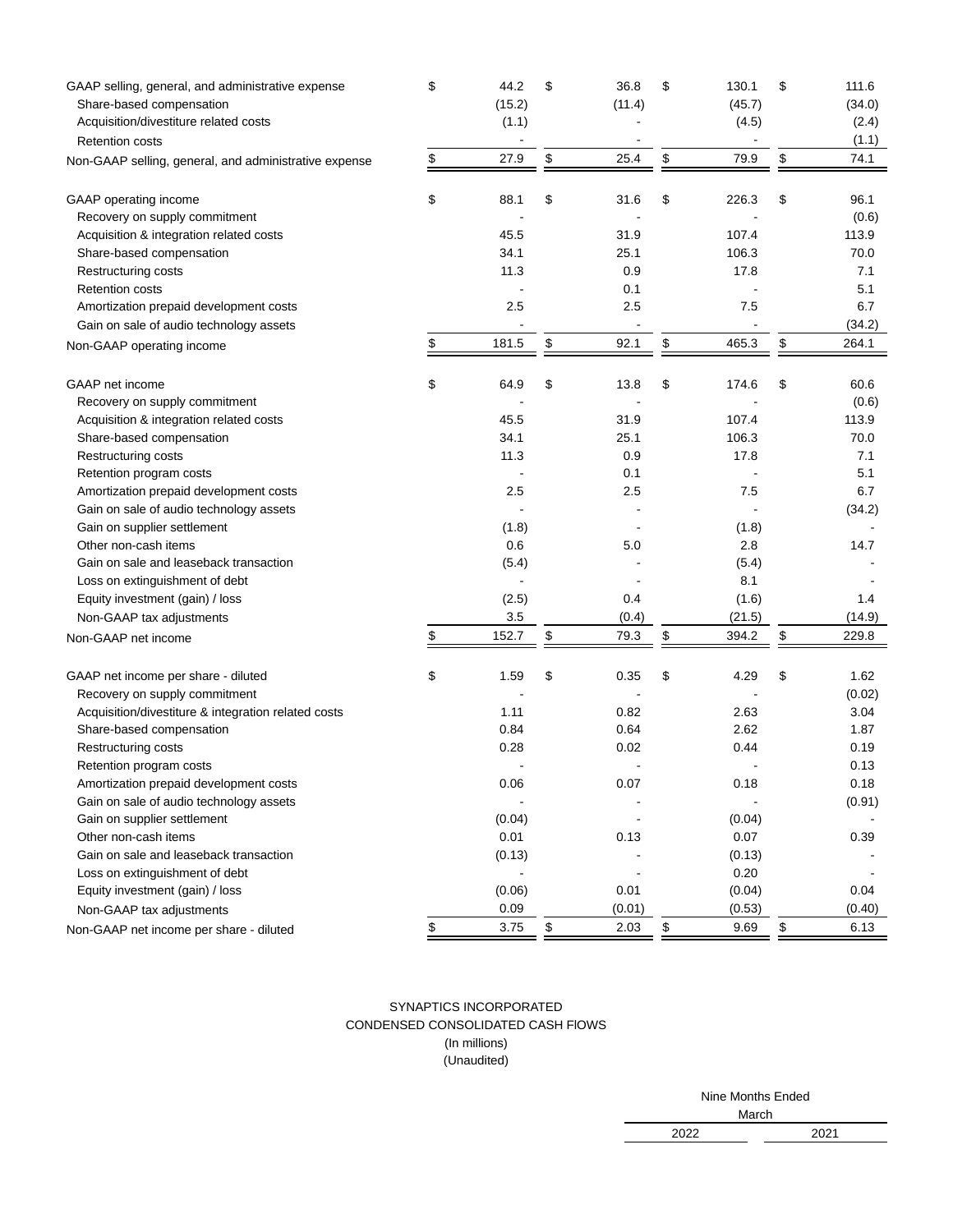| | | | | |
|---|---|---|---|---|
| GAAP selling, general, and administrative expense | $ 44.2 | $ 36.8 | $ 130.1 | $ 111.6 |
| Share-based compensation | (15.2) | (11.4) | (45.7) | (34.0) |
| Acquisition/divestiture related costs | (1.1) | - | (4.5) | (2.4) |
| Retention costs | - | - | - | (1.1) |
| Non-GAAP selling, general, and administrative expense | $ 27.9 | $ 25.4 | $ 79.9 | $ 74.1 |
| | | | | |
| GAAP operating income | $ 88.1 | $ 31.6 | $ 226.3 | $ 96.1 |
| Recovery on supply commitment | - | - | - | (0.6) |
| Acquisition & integration related costs | 45.5 | 31.9 | 107.4 | 113.9 |
| Share-based compensation | 34.1 | 25.1 | 106.3 | 70.0 |
| Restructuring costs | 11.3 | 0.9 | 17.8 | 7.1 |
| Retention costs | - | 0.1 | - | 5.1 |
| Amortization prepaid development costs | 2.5 | 2.5 | 7.5 | 6.7 |
| Gain on sale of audio technology assets | - | - | - | (34.2) |
| Non-GAAP operating income | $ 181.5 | $ 92.1 | $ 465.3 | $ 264.1 |
| | | | | |
| GAAP net income | $ 64.9 | $ 13.8 | $ 174.6 | $ 60.6 |
| Recovery on supply commitment | - | - | - | (0.6) |
| Acquisition & integration related costs | 45.5 | 31.9 | 107.4 | 113.9 |
| Share-based compensation | 34.1 | 25.1 | 106.3 | 70.0 |
| Restructuring costs | 11.3 | 0.9 | 17.8 | 7.1 |
| Retention program costs | - | 0.1 | - | 5.1 |
| Amortization prepaid development costs | 2.5 | 2.5 | 7.5 | 6.7 |
| Gain on sale of audio technology assets | - | - | - | (34.2) |
| Gain on supplier settlement | (1.8) | - | (1.8) | - |
| Other non-cash items | 0.6 | 5.0 | 2.8 | 14.7 |
| Gain on sale and leaseback transaction | (5.4) | - | (5.4) | - |
| Loss on extinguishment of debt | - | - | 8.1 | - |
| Equity investment (gain) / loss | (2.5) | 0.4 | (1.6) | 1.4 |
| Non-GAAP tax adjustments | 3.5 | (0.4) | (21.5) | (14.9) |
| Non-GAAP net income | $ 152.7 | $ 79.3 | $ 394.2 | $ 229.8 |
| | | | | |
| GAAP net income per share - diluted | $ 1.59 | $ 0.35 | $ 4.29 | $ 1.62 |
| Recovery on supply commitment | - | - | - | (0.02) |
| Acquisition/divestiture & integration related costs | 1.11 | 0.82 | 2.63 | 3.04 |
| Share-based compensation | 0.84 | 0.64 | 2.62 | 1.87 |
| Restructuring costs | 0.28 | 0.02 | 0.44 | 0.19 |
| Retention program costs | - | - | - | 0.13 |
| Amortization prepaid development costs | 0.06 | 0.07 | 0.18 | 0.18 |
| Gain on sale of audio technology assets | - | - | - | (0.91) |
| Gain on supplier settlement | (0.04) | - | (0.04) | - |
| Other non-cash items | 0.01 | 0.13 | 0.07 | 0.39 |
| Gain on sale and leaseback transaction | (0.13) | - | (0.13) | - |
| Loss on extinguishment of debt | - | - | 0.20 | - |
| Equity investment (gain) / loss | (0.06) | 0.01 | (0.04) | 0.04 |
| Non-GAAP tax adjustments | 0.09 | (0.01) | (0.53) | (0.40) |
| Non-GAAP net income per share - diluted | $ 3.75 | $ 2.03 | $ 9.69 | $ 6.13 |

SYNAPTICS INCORPORATED
CONDENSED CONSOLIDATED CASH FlOWS
(In millions)
(Unaudited)

| | Nine Months Ended March | |
|---|---|---|
| | 2022 | 2021 |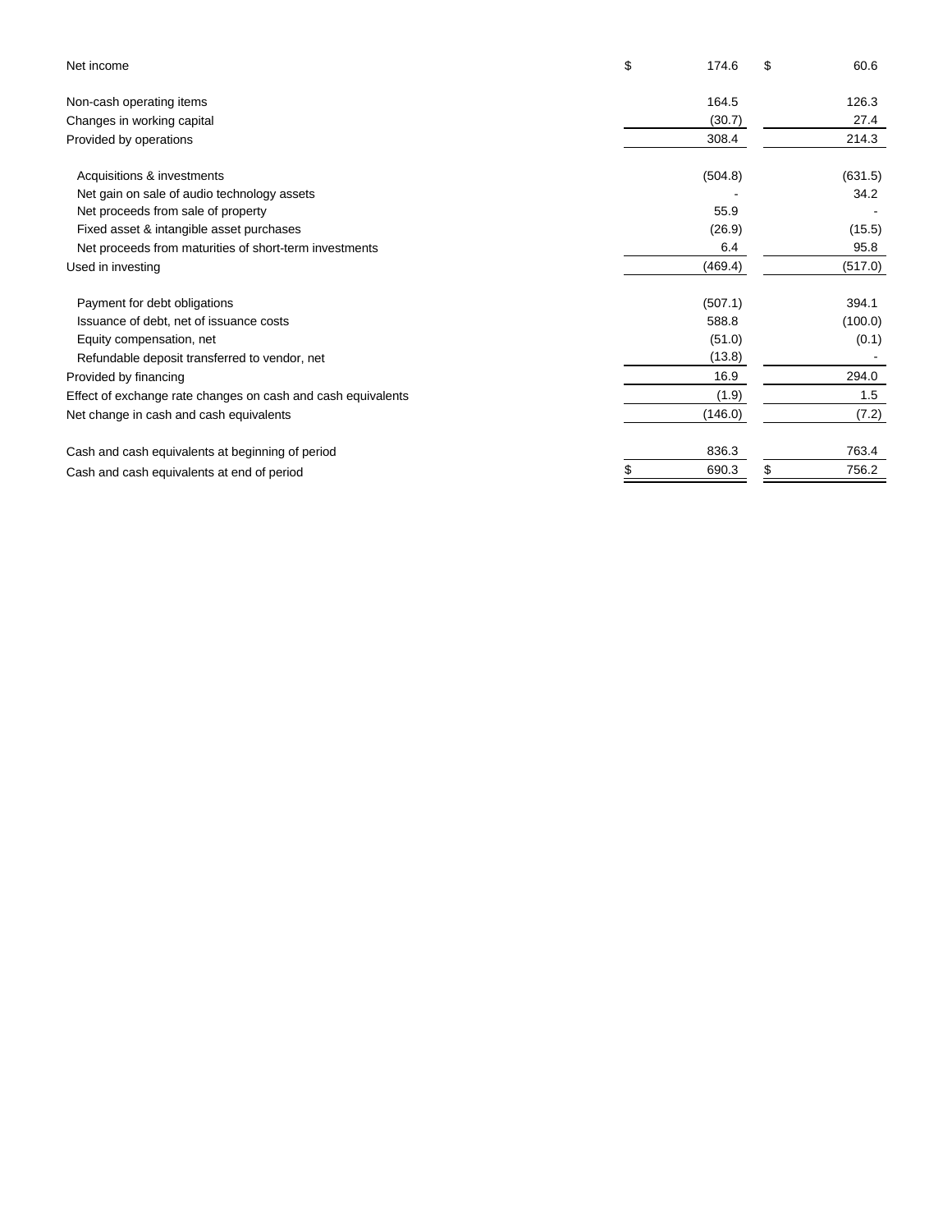| | | |
|---|---|---|
| Net income | $ 174.6 | $ 60.6 |
| Non-cash operating items | 164.5 | 126.3 |
| Changes in working capital | (30.7) | 27.4 |
| Provided by operations | 308.4 | 214.3 |
| Acquisitions & investments | (504.8) | (631.5) |
| Net gain on sale of audio technology assets | - | 34.2 |
| Net proceeds from sale of property | 55.9 | - |
| Fixed asset & intangible asset purchases | (26.9) | (15.5) |
| Net proceeds from maturities of short-term investments | 6.4 | 95.8 |
| Used in investing | (469.4) | (517.0) |
| Payment for debt obligations | (507.1) | 394.1 |
| Issuance of debt, net of issuance costs | 588.8 | (100.0) |
| Equity compensation, net | (51.0) | (0.1) |
| Refundable deposit transferred to vendor, net | (13.8) | - |
| Provided by financing | 16.9 | 294.0 |
| Effect of exchange rate changes on cash and cash equivalents | (1.9) | 1.5 |
| Net change in cash and cash equivalents | (146.0) | (7.2) |
| Cash and cash equivalents at beginning of period | 836.3 | 763.4 |
| Cash and cash equivalents at end of period | $ 690.3 | $ 756.2 |